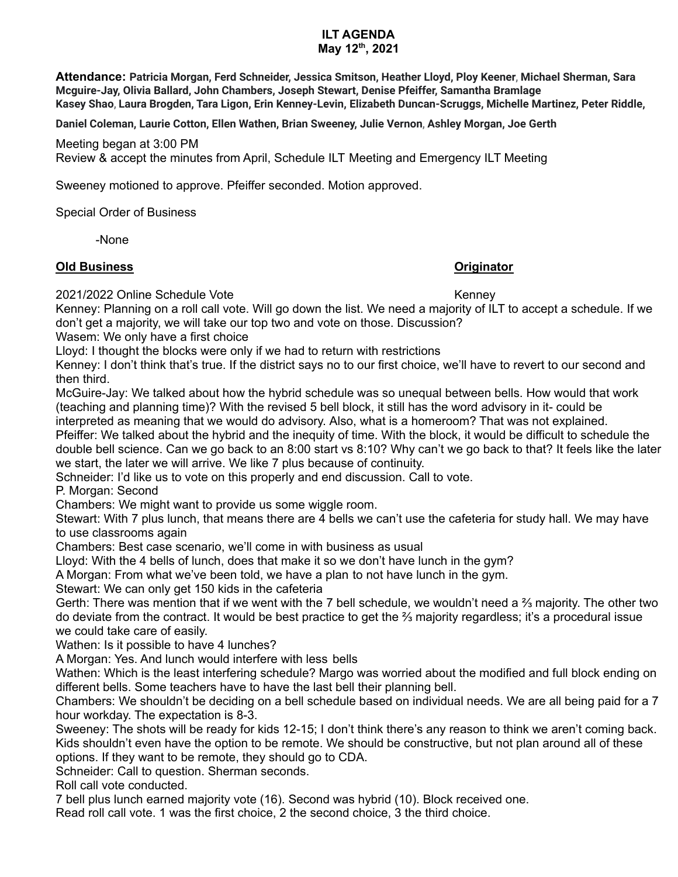**ILT AGENDA**
**May 12th, 2021**

**Attendance: Patricia Morgan, Ferd Schneider, Jessica Smitson, Heather Lloyd, Ploy Keener, Michael Sherman, Sara Mcguire-Jay, Olivia Ballard, John Chambers, Joseph Stewart, Denise Pfeiffer, Samantha Bramlage Kasey Shao, Laura Brogden, Tara Ligon, Erin Kenney-Levin, Elizabeth Duncan-Scruggs, Michelle Martinez, Peter Riddle, Daniel Coleman, Laurie Cotton, Ellen Wathen, Brian Sweeney, Julie Vernon, Ashley Morgan, Joe Gerth**

Meeting began at 3:00 PM

Review & accept the minutes from April, Schedule ILT Meeting and Emergency ILT Meeting

Sweeney motioned to approve. Pfeiffer seconded. Motion approved.

Special Order of Business

-None

**Old Business** **Originator**

2021/2022 Online Schedule Vote Kenney

Kenney: Planning on a roll call vote. Will go down the list. We need a majority of ILT to accept a schedule. If we don't get a majority, we will take our top two and vote on those. Discussion?

Wasem: We only have a first choice

Lloyd: I thought the blocks were only if we had to return with restrictions

Kenney: I don't think that's true. If the district says no to our first choice, we'll have to revert to our second and then third.

McGuire-Jay: We talked about how the hybrid schedule was so unequal between bells. How would that work (teaching and planning time)? With the revised 5 bell block, it still has the word advisory in it- could be interpreted as meaning that we would do advisory. Also, what is a homeroom? That was not explained.

Pfeiffer: We talked about the hybrid and the inequity of time. With the block, it would be difficult to schedule the double bell science. Can we go back to an 8:00 start vs 8:10? Why can't we go back to that? It feels like the later we start, the later we will arrive. We like 7 plus because of continuity.

Schneider: I'd like us to vote on this properly and end discussion. Call to vote.

P. Morgan: Second

Chambers: We might want to provide us some wiggle room.

Stewart: With 7 plus lunch, that means there are 4 bells we can't use the cafeteria for study hall. We may have to use classrooms again

Chambers: Best case scenario, we'll come in with business as usual

Lloyd: With the 4 bells of lunch, does that make it so we don't have lunch in the gym?

A Morgan: From what we've been told, we have a plan to not have lunch in the gym.

Stewart: We can only get 150 kids in the cafeteria

Gerth: There was mention that if we went with the 7 bell schedule, we wouldn't need a ⅔ majority. The other two do deviate from the contract. It would be best practice to get the ⅔ majority regardless; it's a procedural issue we could take care of easily.

Wathen: Is it possible to have 4 lunches?

A Morgan: Yes. And lunch would interfere with less bells

Wathen: Which is the least interfering schedule? Margo was worried about the modified and full block ending on different bells. Some teachers have to have the last bell their planning bell.

Chambers: We shouldn't be deciding on a bell schedule based on individual needs. We are all being paid for a 7 hour workday. The expectation is 8-3.

Sweeney: The shots will be ready for kids 12-15; I don't think there's any reason to think we aren't coming back. Kids shouldn't even have the option to be remote. We should be constructive, but not plan around all of these options. If they want to be remote, they should go to CDA.

Schneider: Call to question. Sherman seconds.

Roll call vote conducted.

7 bell plus lunch earned majority vote (16). Second was hybrid (10). Block received one.

Read roll call vote. 1 was the first choice, 2 the second choice, 3 the third choice.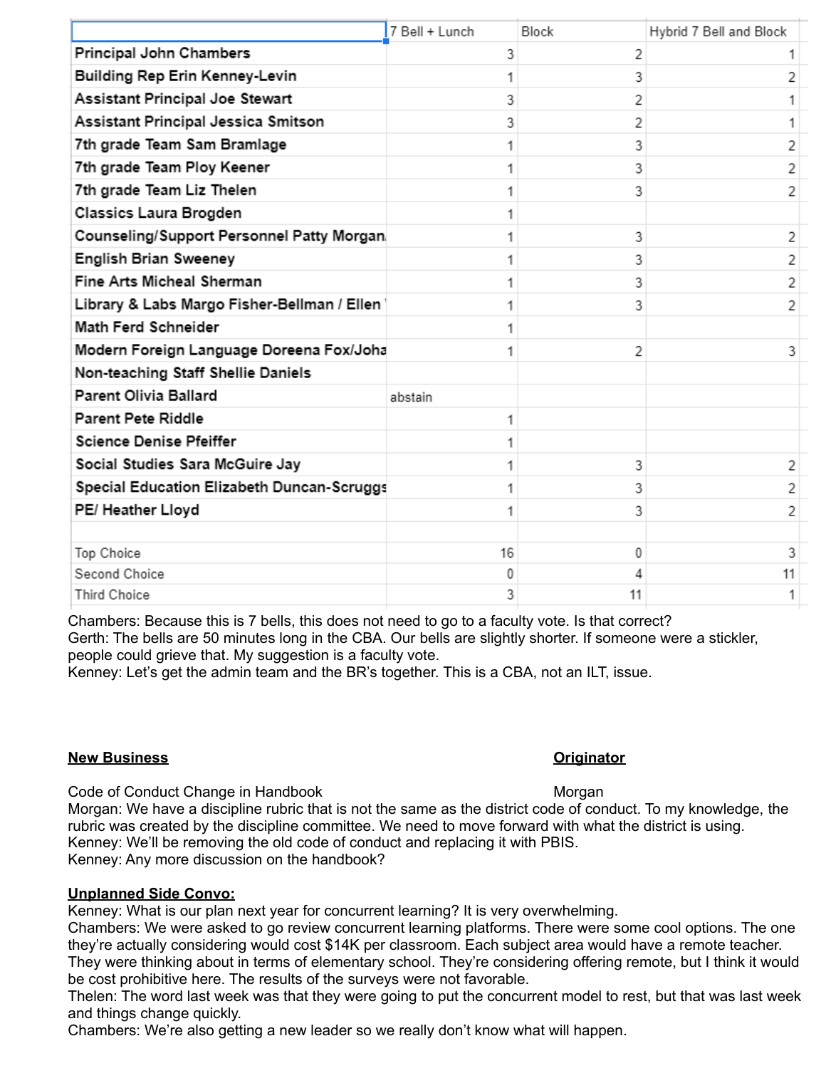| | 7 Bell + Lunch | Block | Hybrid 7 Bell and Block |
|---|---|---|---|
| Principal John Chambers | 3 | 2 | 1 |
| Building Rep Erin Kenney-Levin | 1 | 3 | 2 |
| Assistant Principal Joe Stewart | 3 | 2 | 1 |
| Assistant Principal Jessica Smitson | 3 | 2 | 1 |
| 7th grade Team Sam Bramlage | 1 | 3 | 2 |
| 7th grade Team Ploy Keener | 1 | 3 | 2 |
| 7th grade Team Liz Thelen | 1 | 3 | 2 |
| Classics Laura Brogden | 1 | | |
| Counseling/Support Personnel Patty Morgan | 1 | 3 | 2 |
| English Brian Sweeney | 1 | 3 | 2 |
| Fine Arts Micheal Sherman | 1 | 3 | 2 |
| Library & Labs Margo Fisher-Bellman / Ellen | 1 | 3 | 2 |
| Math Ferd Schneider | 1 | | |
| Modern Foreign Language Doreena Fox/Joha | 1 | 2 | 3 |
| Non-teaching Staff Shellie Daniels | | | |
| Parent Olivia Ballard | abstain | | |
| Parent Pete Riddle | 1 | | |
| Science Denise Pfeiffer | 1 | | |
| Social Studies Sara McGuire Jay | 1 | 3 | 2 |
| Special Education Elizabeth Duncan-Scruggs | 1 | 3 | 2 |
| PE/ Heather Lloyd | 1 | 3 | 2 |
| | | | |
| Top Choice | 16 | 0 | 3 |
| Second Choice | 0 | 4 | 11 |
| Third Choice | 3 | 11 | 1 |

Chambers: Because this is 7 bells, this does not need to go to a faculty vote. Is that correct?
Gerth: The bells are 50 minutes long in the CBA. Our bells are slightly shorter. If someone were a stickler, people could grieve that. My suggestion is a faculty vote.
Kenney: Let's get the admin team and the BR's together. This is a CBA, not an ILT, issue.

**<u>New Business</u>** **<u>Originator</u>**

Code of Conduct Change in Handbook Morgan
Morgan: We have a discipline rubric that is not the same as the district code of conduct. To my knowledge, the rubric was created by the discipline committee. We need to move forward with what the district is using.
Kenney: We'll be removing the old code of conduct and replacing it with PBIS.
Kenney: Any more discussion on the handbook?

**<u>Unplanned Side Convo:</u>**
Kenney: What is our plan next year for concurrent learning? It is very overwhelming.
Chambers: We were asked to go review concurrent learning platforms. There were some cool options. The one they're actually considering would cost $14K per classroom. Each subject area would have a remote teacher. They were thinking about in terms of elementary school. They're considering offering remote, but I think it would be cost prohibitive here. The results of the surveys were not favorable.
Thelen: The word last week was that they were going to put the concurrent model to rest, but that was last week and things change quickly.
Chambers: We're also getting a new leader so we really don't know what will happen.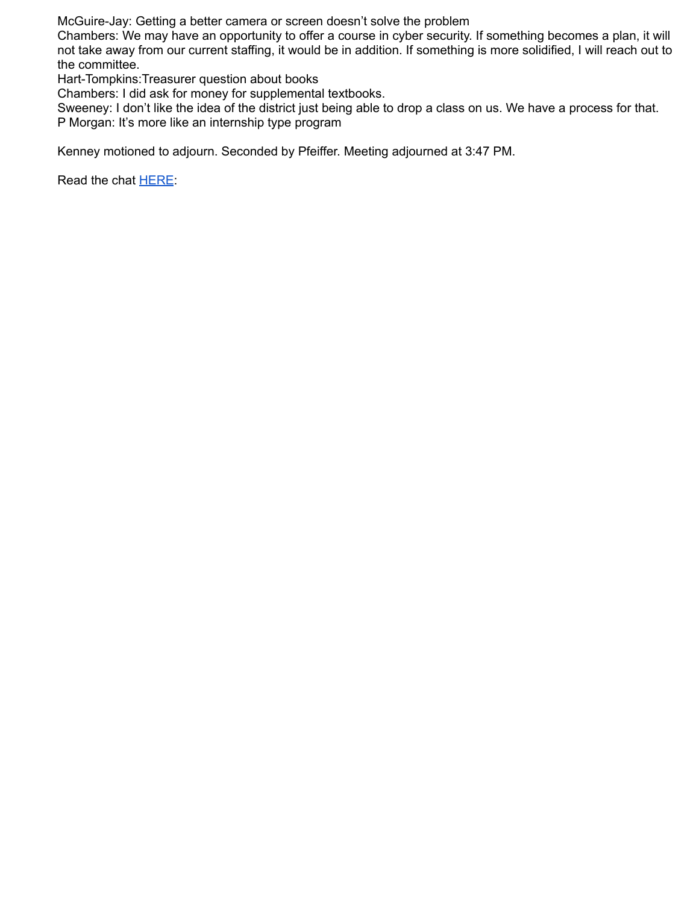McGuire-Jay: Getting a better camera or screen doesn't solve the problem
Chambers: We may have an opportunity to offer a course in cyber security. If something becomes a plan, it will not take away from our current staffing, it would be in addition. If something is more solidified, I will reach out to the committee.
Hart-Tompkins:Treasurer question about books
Chambers: I did ask for money for supplemental textbooks.
Sweeney: I don't like the idea of the district just being able to drop a class on us. We have a process for that.
P Morgan: It's more like an internship type program

Kenney motioned to adjourn. Seconded by Pfeiffer. Meeting adjourned at 3:47 PM.

Read the chat HERE: